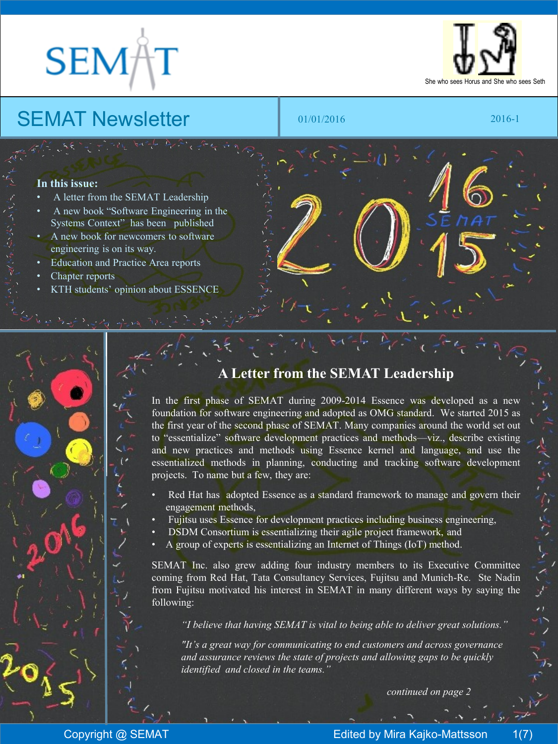SEMAT

She who sees Horus and She who sees Seth

# SEMAT Newsletter

01/01/2016 2016-1

**In this issue:**

- A letter from the SEMAT Leadership
- A new book "Software Engineering in the Systems Context" has been published
- A new book for newcomers to software engineering is on its way.
- Education and Practice Area reports
- Chapter reports
- KTH students' opinion about ESSENCE

## A Letter from the SEMAT Leadership

In the first phase of SEMAT during 2009-2014 Essence was developed as a new foundation for software engineering and adopted as OMG standard. We started 2015 as the first year of the second phase of SEMAT. Many companies around the world set out to "essentialize" software development practices and methods—viz., describe existing and new practices and methods using Essence kernel and language, and use the essentialized methods in planning, conducting and tracking software development projects. To name but a few, they are:

- Red Hat has adopted Essence as a standard framework to manage and govern their engagement methods,
- Fujitsu uses Essence for development practices including business engineering,
- DSDM Consortium is essentializing their agile project framework, and
- A group of experts is essentializing an Internet of Things (IoT) method.

SEMAT Inc. also grew adding four industry members to its Executive Committee coming from Red Hat, Tata Consultancy Services, Fujitsu and Munich-Re. Ste Nadin from Fujitsu motivated his interest in SEMAT in many different ways by saying the following:

*"I believe that having SEMAT is vital to being able to deliver great solutions."*

*"It's a great way for communicating to end customers and across governance and assurance reviews the state of projects and allowing gaps to be quickly identified and closed in the teams."*

*continued on page 2*

Copyright @ SEMAT

Edited by Mira Kajko-Mattsson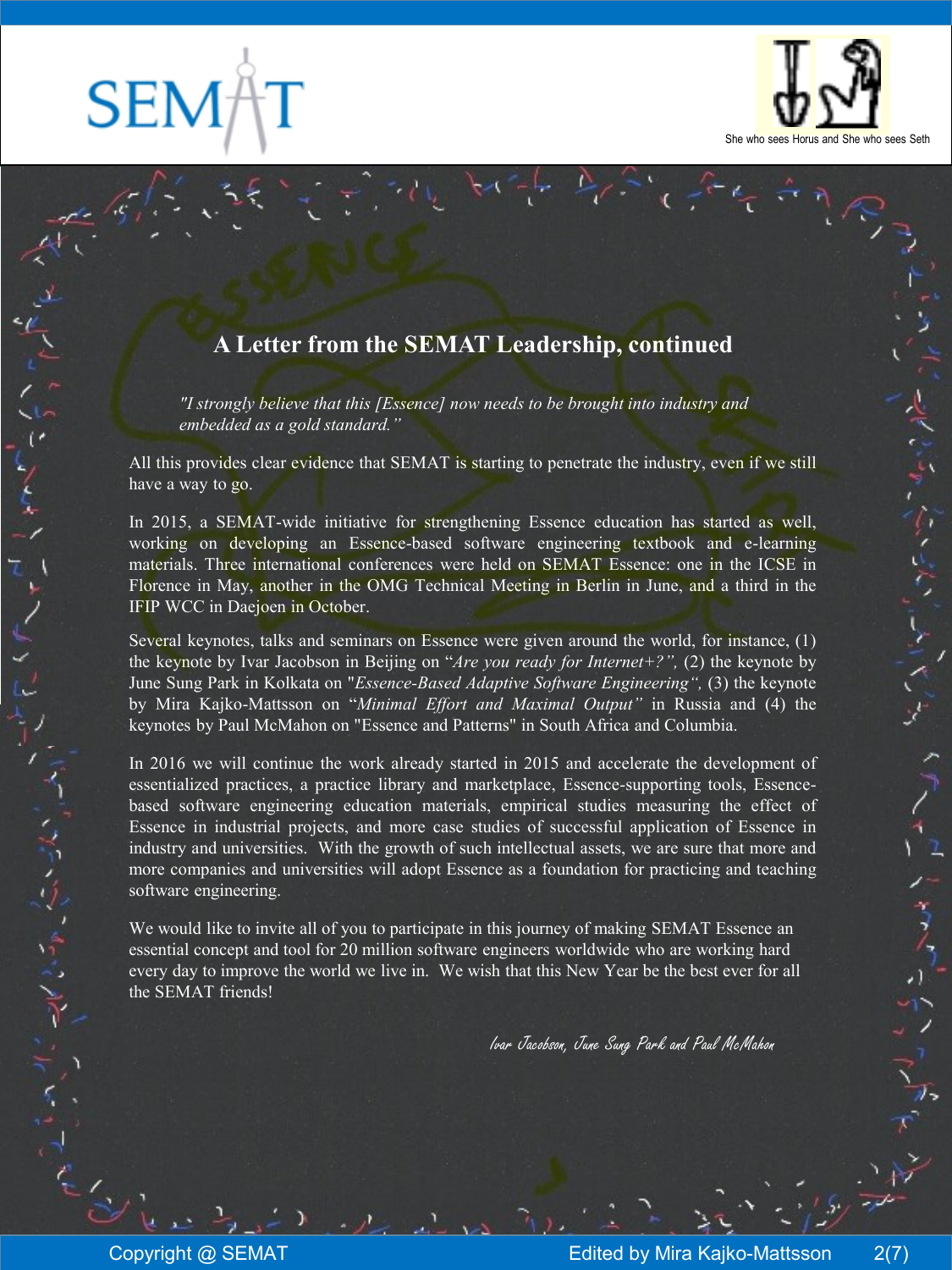## A Letter from the SEMAT Leadership, continued

*"I strongly believe that this [Essence] now needs to be brought into industry and embedded as a gold standard."*

All this provides clear evidence that SEMAT is starting to penetrate the industry, even if we still have a way to go.

In 2015, a SEMAT-wide initiative for strengthening Essence education has started as well, working on developing an Essence-based software engineering textbook and e-learning materials. Three international conferences were held on SEMAT Essence: one in the ICSE in Florence in May, another in the OMG Technical Meeting in Berlin in June, and a third in the IFIP WCC in Daejoen in October.

Several keynotes, talks and seminars on Essence were given around the world, for instance, (1) the keynote by Ivar Jacobson in Beijing on "*Are you ready for Internet+?",* (2) the keynote by June Sung Park in Kolkata on "*Essence-Based Adaptive Software Engineering",* (3) the keynote by Mira Kajko-Mattsson on "*Minimal Effort and Maximal Output"* in Russia and (4) the keynotes by Paul McMahon on "Essence and Patterns" in South Africa and Columbia.

In 2016 we will continue the work already started in 2015 and accelerate the development of essentialized practices, a practice library and marketplace, Essence-supporting tools, Essence-based software engineering education materials, empirical studies measuring the effect of Essence in industrial projects, and more case studies of successful application of Essence in industry and universities. With the growth of such intellectual assets, we are sure that more and more companies and universities will adopt Essence as a foundation for practicing and teaching software engineering.

We would like to invite all of you to participate in this journey of making SEMAT Essence an essential concept and tool for 20 million software engineers worldwide who are working hard every day to improve the world we live in. We wish that this New Year be the best ever for all the SEMAT friends!

*Ivar Jacobson, June Sung Park and Paul McMahon*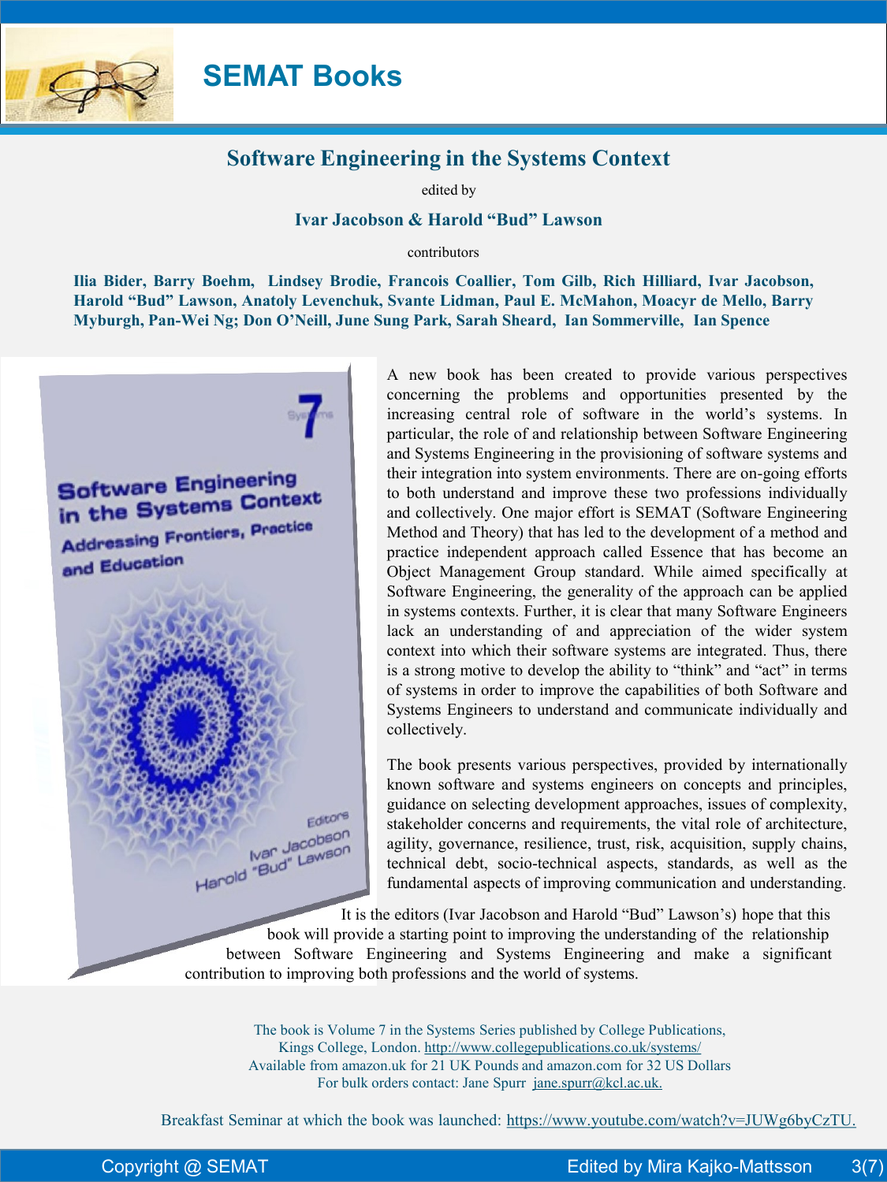# SEMAT Books

## Software Engineering in the Systems Context

edited by

**Ivar Jacobson & Harold "Bud" Lawson**

contributors

**Ilia Bider, Barry Boehm, Lindsey Brodie, Francois Coallier, Tom Gilb, Rich Hilliard, Ivar Jacobson, Harold "Bud" Lawson, Anatoly Levenchuk, Svante Lidman, Paul E. McMahon, Moacyr de Mello, Barry Myburgh, Pan-Wei Ng; Don O'Neill, June Sung Park, Sarah Sheard, Ian Sommerville, Ian Spence**

A new book has been created to provide various perspectives concerning the problems and opportunities presented by the increasing central role of software in the world's systems. In particular, the role of and relationship between Software Engineering and Systems Engineering in the provisioning of software systems and their integration into system environments. There are on-going efforts to both understand and improve these two professions individually and collectively. One major effort is SEMAT (Software Engineering Method and Theory) that has led to the development of a method and practice independent approach called Essence that has become an Object Management Group standard. While aimed specifically at Software Engineering, the generality of the approach can be applied in systems contexts. Further, it is clear that many Software Engineers lack an understanding of and appreciation of the wider system context into which their software systems are integrated. Thus, there is a strong motive to develop the ability to "think" and "act" in terms of systems in order to improve the capabilities of both Software and Systems Engineers to understand and communicate individually and collectively.

The book presents various perspectives, provided by internationally known software and systems engineers on concepts and principles, guidance on selecting development approaches, issues of complexity, stakeholder concerns and requirements, the vital role of architecture, agility, governance, resilience, trust, risk, acquisition, supply chains, technical debt, socio-technical aspects, standards, as well as the fundamental aspects of improving communication and understanding.

It is the editors (Ivar Jacobson and Harold "Bud" Lawson's) hope that this book will provide a starting point to improving the understanding of the relationship between Software Engineering and Systems Engineering and make a significant contribution to improving both professions and the world of systems.

The book is Volume 7 in the Systems Series published by College Publications, Kings College, London. http://www.collegepublications.co.uk/systems/
Available from amazon.uk for 21 UK Pounds and amazon.com for 32 US Dollars
For bulk orders contact: Jane Spurr jane.spurr@kcl.ac.uk.

Breakfast Seminar at which the book was launched: https://www.youtube.com/watch?v=JUWg6byCzTU.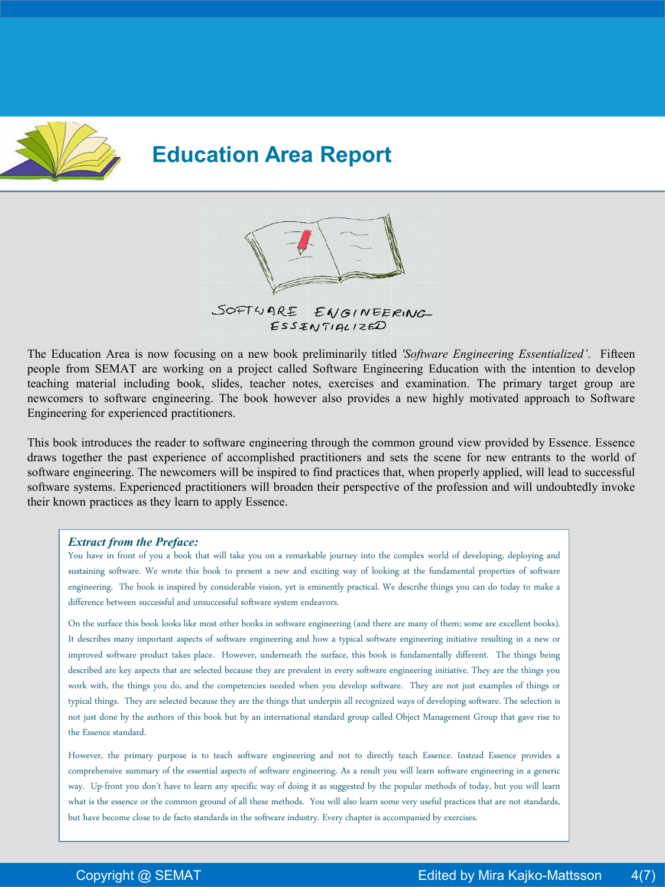# Education Area Report

The Education Area is now focusing on a new book preliminarily titled *'Software Engineering Essentialized'*. Fifteen people from SEMAT are working on a project called Software Engineering Education with the intention to develop teaching material including book, slides, teacher notes, exercises and examination. The primary target group are newcomers to software engineering. The book however also provides a new highly motivated approach to Software Engineering for experienced practitioners.

This book introduces the reader to software engineering through the common ground view provided by Essence. Essence draws together the past experience of accomplished practitioners and sets the scene for new entrants to the world of software engineering. The newcomers will be inspired to find practices that, when properly applied, will lead to successful software systems. Experienced practitioners will broaden their perspective of the profession and will undoubtedly invoke their known practices as they learn to apply Essence.

***Extract from the Preface:***

You have in front of you a book that will take you on a remarkable journey into the complex world of developing, deploying and sustaining software. We wrote this book to present a new and exciting way of looking at the fundamental properties of software engineering. The book is inspired by considerable vision, yet is eminently practical. We describe things you can do today to make a difference between successful and unsuccessful software system endeavors.

On the surface this book looks like most other books in software engineering (and there are many of them; some are excellent books). It describes many important aspects of software engineering and how a typical software engineering initiative resulting in a new or improved software product takes place. However, underneath the surface, this book is fundamentally different. The things being described are key aspects that are selected because they are prevalent in every software engineering initiative. They are the things you work with, the things you do, and the competencies needed when you develop software. They are not just examples of things or typical things. They are selected because they are the things that underpin all recognized ways of developing software. The selection is not just done by the authors of this book but by an international standard group called Object Management Group that gave rise to the Essence standard.

However, the primary purpose is to teach software engineering and not to directly teach Essence. Instead Essence provides a comprehensive summary of the essential aspects of software engineering. As a result you will learn software engineering in a generic way. Up-front you don't have to learn any specific way of doing it as suggested by the popular methods of today, but you will learn what is the essence or the common ground of all these methods. You will also learn some very useful practices that are not standards, but have become close to de facto standards in the software industry. Every chapter is accompanied by exercises.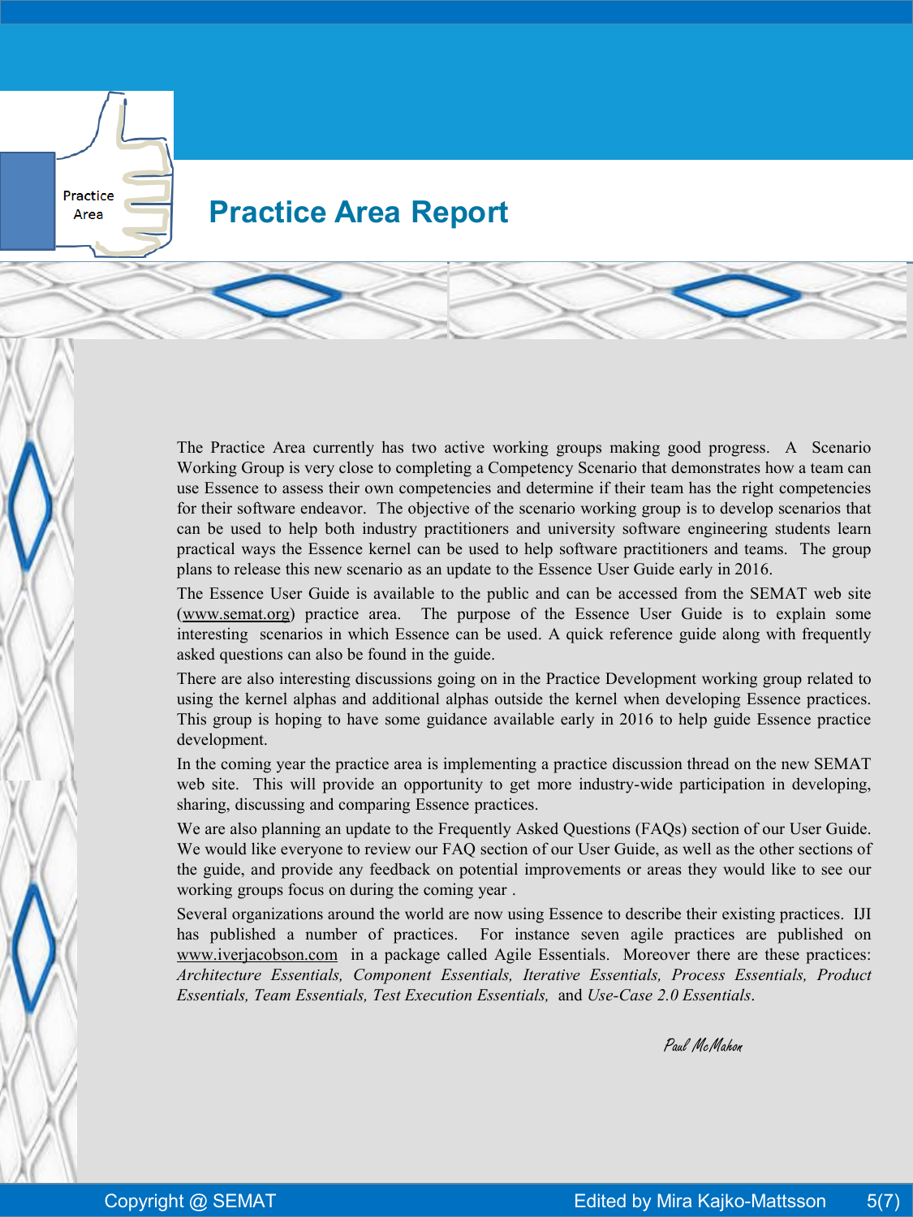# Practice Area Report

The Practice Area currently has two active working groups making good progress. A Scenario Working Group is very close to completing a Competency Scenario that demonstrates how a team can use Essence to assess their own competencies and determine if their team has the right competencies for their software endeavor. The objective of the scenario working group is to develop scenarios that can be used to help both industry practitioners and university software engineering students learn practical ways the Essence kernel can be used to help software practitioners and teams. The group plans to release this new scenario as an update to the Essence User Guide early in 2016.

The Essence User Guide is available to the public and can be accessed from the SEMAT web site (www.semat.org) practice area. The purpose of the Essence User Guide is to explain some interesting scenarios in which Essence can be used. A quick reference guide along with frequently asked questions can also be found in the guide.

There are also interesting discussions going on in the Practice Development working group related to using the kernel alphas and additional alphas outside the kernel when developing Essence practices. This group is hoping to have some guidance available early in 2016 to help guide Essence practice development.

In the coming year the practice area is implementing a practice discussion thread on the new SEMAT web site. This will provide an opportunity to get more industry-wide participation in developing, sharing, discussing and comparing Essence practices.

We are also planning an update to the Frequently Asked Questions (FAQs) section of our User Guide. We would like everyone to review our FAQ section of our User Guide, as well as the other sections of the guide, and provide any feedback on potential improvements or areas they would like to see our working groups focus on during the coming year .

Several organizations around the world are now using Essence to describe their existing practices. IJI has published a number of practices. For instance seven agile practices are published on www.iverjacobson.com in a package called Agile Essentials. Moreover there are these practices: *Architecture Essentials, Component Essentials, Iterative Essentials, Process Essentials, Product Essentials, Team Essentials, Test Execution Essentials,* and *Use-Case 2.0 Essentials*.

*Paul McMahon*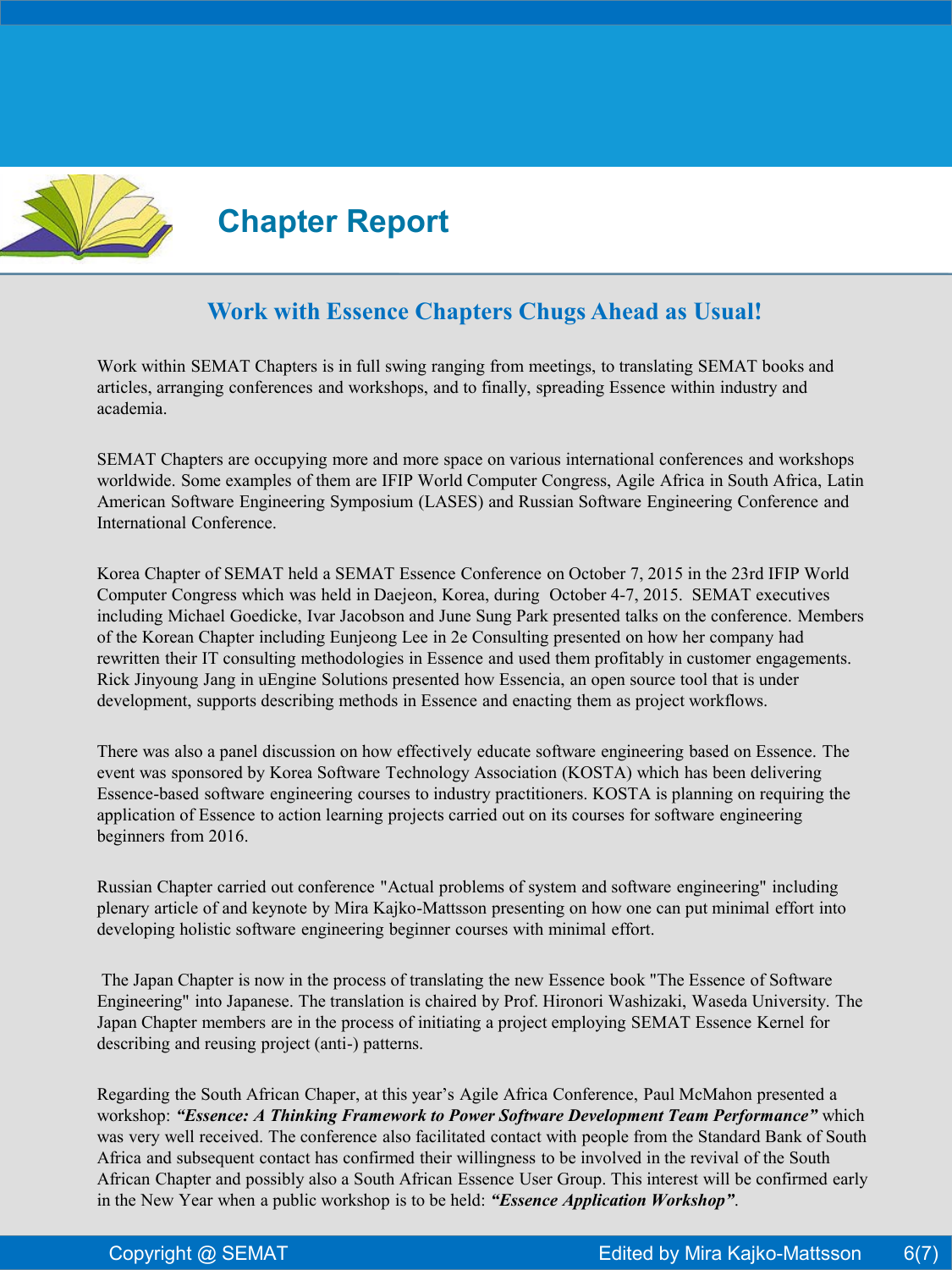# Chapter Report

## Work with Essence Chapters Chugs Ahead as Usual!

Work within SEMAT Chapters is in full swing ranging from meetings, to translating SEMAT books and articles, arranging conferences and workshops, and to finally, spreading Essence within industry and academia.

SEMAT Chapters are occupying more and more space on various international conferences and workshops worldwide. Some examples of them are IFIP World Computer Congress, Agile Africa in South Africa, Latin American Software Engineering Symposium (LASES) and Russian Software Engineering Conference and International Conference.

Korea Chapter of SEMAT held a SEMAT Essence Conference on October 7, 2015 in the 23rd IFIP World Computer Congress which was held in Daejeon, Korea, during October 4-7, 2015. SEMAT executives including Michael Goedicke, Ivar Jacobson and June Sung Park presented talks on the conference. Members of the Korean Chapter including Eunjeong Lee in 2e Consulting presented on how her company had rewritten their IT consulting methodologies in Essence and used them profitably in customer engagements. Rick Jinyoung Jang in uEngine Solutions presented how Essencia, an open source tool that is under development, supports describing methods in Essence and enacting them as project workflows.

There was also a panel discussion on how effectively educate software engineering based on Essence. The event was sponsored by Korea Software Technology Association (KOSTA) which has been delivering Essence-based software engineering courses to industry practitioners. KOSTA is planning on requiring the application of Essence to action learning projects carried out on its courses for software engineering beginners from 2016.

Russian Chapter carried out conference "Actual problems of system and software engineering" including plenary article of and keynote by Mira Kajko-Mattsson presenting on how one can put minimal effort into developing holistic software engineering beginner courses with minimal effort.

The Japan Chapter is now in the process of translating the new Essence book "The Essence of Software Engineering" into Japanese. The translation is chaired by Prof. Hironori Washizaki, Waseda University. The Japan Chapter members are in the process of initiating a project employing SEMAT Essence Kernel for describing and reusing project (anti-) patterns.

Regarding the South African Chaper, at this year's Agile Africa Conference, Paul McMahon presented a workshop: ***"Essence: A Thinking Framework to Power Software Development Team Performance"*** which was very well received. The conference also facilitated contact with people from the Standard Bank of South Africa and subsequent contact has confirmed their willingness to be involved in the revival of the South African Chapter and possibly also a South African Essence User Group. This interest will be confirmed early in the New Year when a public workshop is to be held: ***"Essence Application Workshop"***.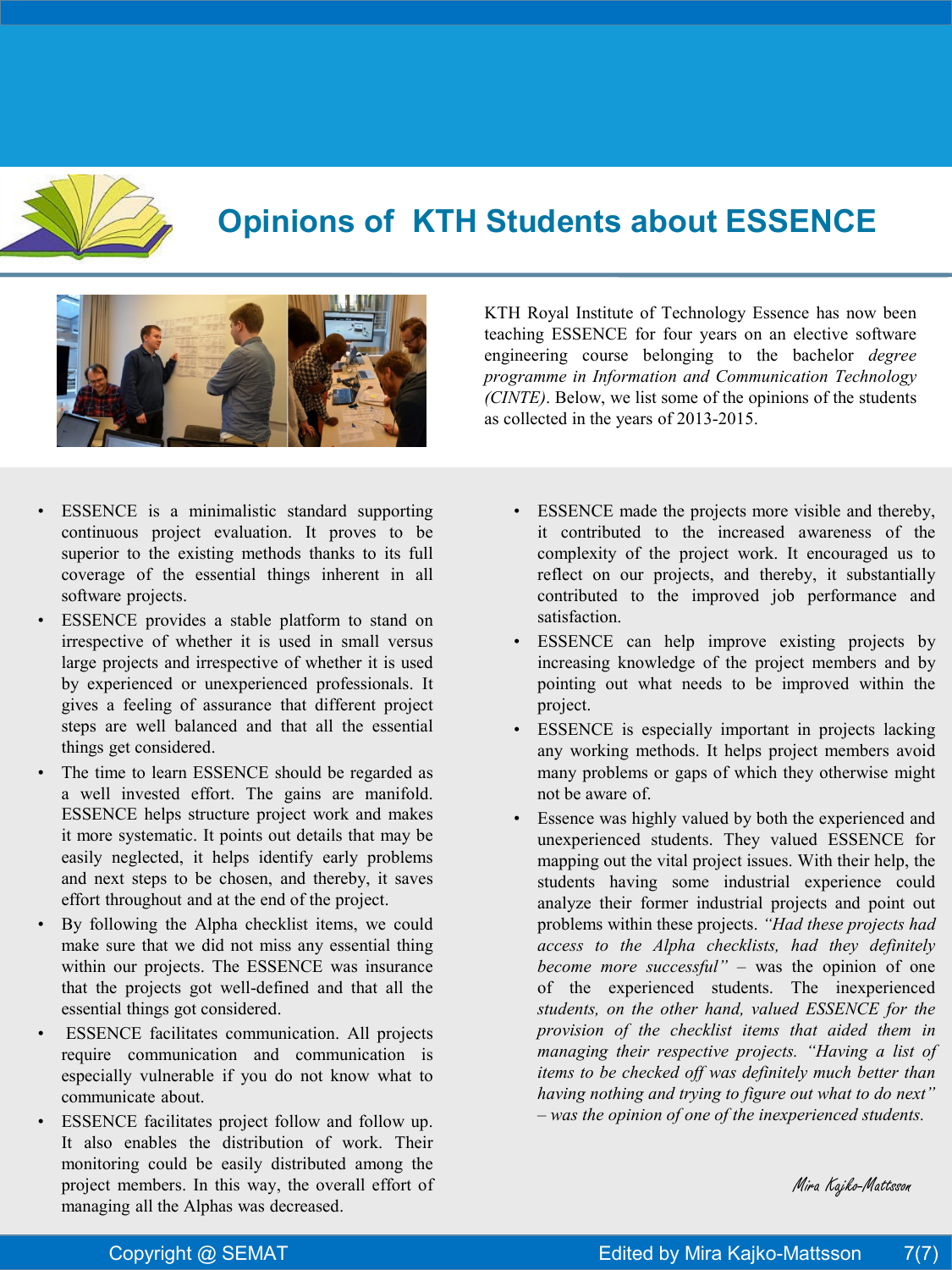# Opinions of KTH Students about ESSENCE

KTH Royal Institute of Technology Essence has now been teaching ESSENCE for four years on an elective software engineering course belonging to the bachelor *degree programme in Information and Communication Technology (CINTE)*. Below, we list some of the opinions of the students as collected in the years of 2013-2015.

- ESSENCE is a minimalistic standard supporting continuous project evaluation. It proves to be superior to the existing methods thanks to its full coverage of the essential things inherent in all software projects.
- ESSENCE provides a stable platform to stand on irrespective of whether it is used in small versus large projects and irrespective of whether it is used by experienced or unexperienced professionals. It gives a feeling of assurance that different project steps are well balanced and that all the essential things get considered.
- The time to learn ESSENCE should be regarded as a well invested effort. The gains are manifold. ESSENCE helps structure project work and makes it more systematic. It points out details that may be easily neglected, it helps identify early problems and next steps to be chosen, and thereby, it saves effort throughout and at the end of the project.
- By following the Alpha checklist items, we could make sure that we did not miss any essential thing within our projects. The ESSENCE was insurance that the projects got well-defined and that all the essential things got considered.
- ESSENCE facilitates communication. All projects require communication and communication is especially vulnerable if you do not know what to communicate about.
- ESSENCE facilitates project follow and follow up. It also enables the distribution of work. Their monitoring could be easily distributed among the project members. In this way, the overall effort of managing all the Alphas was decreased.
- ESSENCE made the projects more visible and thereby, it contributed to the increased awareness of the complexity of the project work. It encouraged us to reflect on our projects, and thereby, it substantially contributed to the improved job performance and satisfaction.
- ESSENCE can help improve existing projects by increasing knowledge of the project members and by pointing out what needs to be improved within the project.
- ESSENCE is especially important in projects lacking any working methods. It helps project members avoid many problems or gaps of which they otherwise might not be aware of.
- Essence was highly valued by both the experienced and unexperienced students. They valued ESSENCE for mapping out the vital project issues. With their help, the students having some industrial experience could analyze their former industrial projects and point out problems within these projects. *"Had these projects had access to the Alpha checklists, had they definitely become more successful"* – was the opinion of one of the experienced students. The inexperienced *students, on the other hand, valued ESSENCE for the provision of the checklist items that aided them in managing their respective projects. "Having a list of items to be checked off was definitely much better than having nothing and trying to figure out what to do next" – was the opinion of one of the inexperienced students.*

*Mira Kajko-Mattsson*

Copyright @ SEMAT

Edited by Mira Kajko-Mattsson